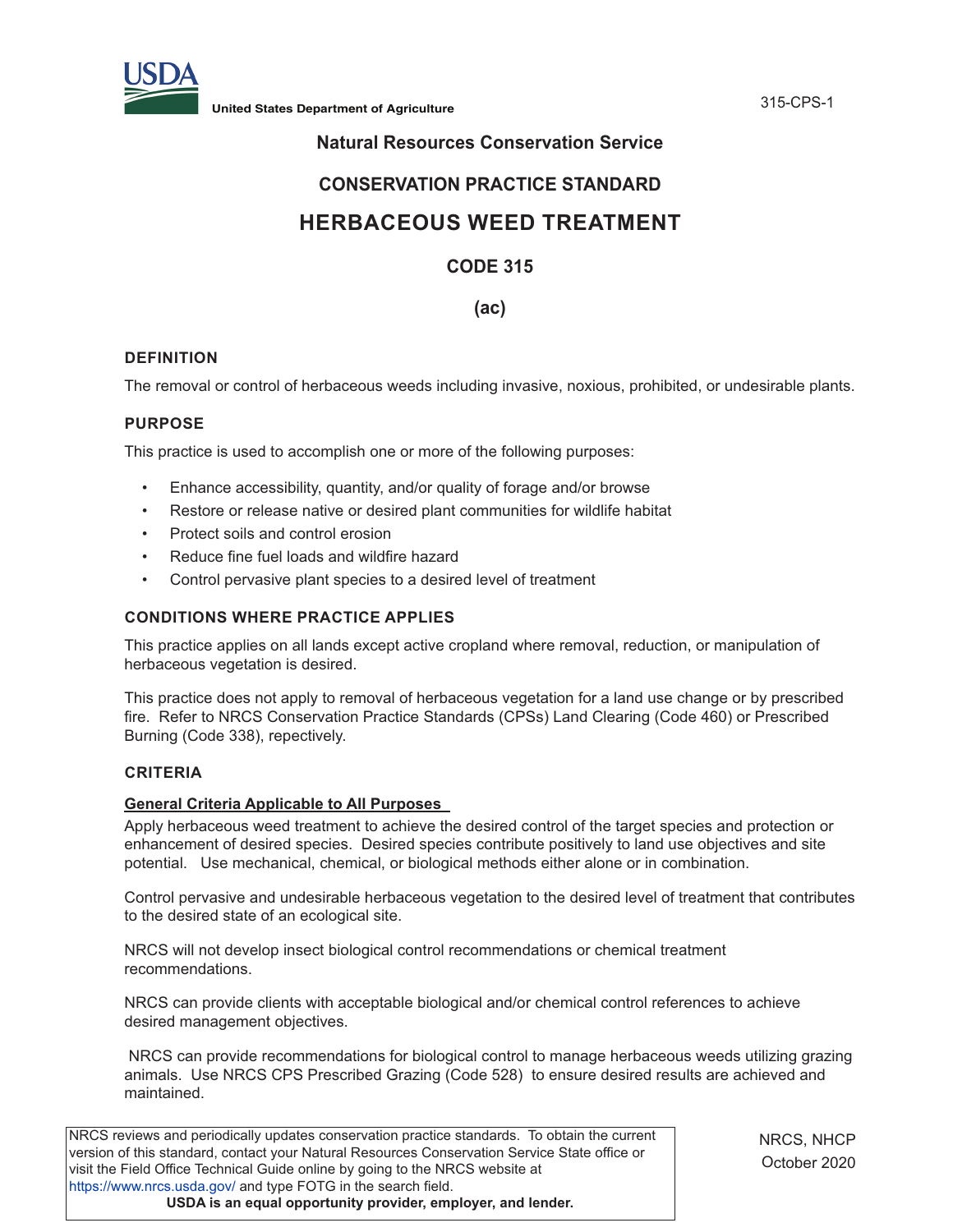United States Department of Agriculture

## Natural Resources Conservation Service

## CONSERVATION PRACTICE STANDARD

# HERBACEOUS WEED TREATMENT

## CODE 315

## (ac)

### DEFINITION

The removal or control of herbaceous weeds including invasive, noxious, prohibited, or undesirable plants.

### PURPOSE

This practice is used to accomplish one or more of the following purposes:

- Enhance accessibility, quantity, and/or quality of forage and/or browse
- Restore or release native or desired plant communities for wildlife habitat
- Protect soils and control erosion
- Reduce fine fuel loads and wildfire hazard
- Control pervasive plant species to a desired level of treatment

### CONDITIONS WHERE PRACTICE APPLIES

This practice applies on all lands except active cropland where removal, reduction, or manipulation of herbaceous vegetation is desired.

This practice does not apply to removal of herbaceous vegetation for a land use change or by prescribed fire. Refer to NRCS Conservation Practice Standards (CPSs) Land Clearing (Code 460) or Prescribed Burning (Code 338), respectively.

### CRITERIA

**General Criteria Applicable to All Purposes**

Apply herbaceous weed treatment to achieve the desired control of the target species and protection or enhancement of desired species. Desired species contribute positively to land use objectives and site potential. Use mechanical, chemical, or biological methods either alone or in combination.

Control pervasive and undesirable herbaceous vegetation to the desired level of treatment that contributes to the desired state of an ecological site.

NRCS will not develop insect biological control recommendations or chemical treatment recommendations.

NRCS can provide clients with acceptable biological and/or chemical control references to achieve desired management objectives.

NRCS can provide recommendations for biological control to manage herbaceous weeds utilizing grazing animals. Use NRCS CPS Prescribed Grazing (Code 528) to ensure desired results are achieved and maintained.

NRCS reviews and periodically updates conservation practice standards. To obtain the current version of this standard, contact your Natural Resources Conservation Service State office or visit the Field Office Technical Guide online by going to the NRCS website at https://www.nrcs.usda.gov/ and type FOTG in the search field.
**USDA is an equal opportunity provider, employer, and lender.**

NRCS, NHCP
October 2020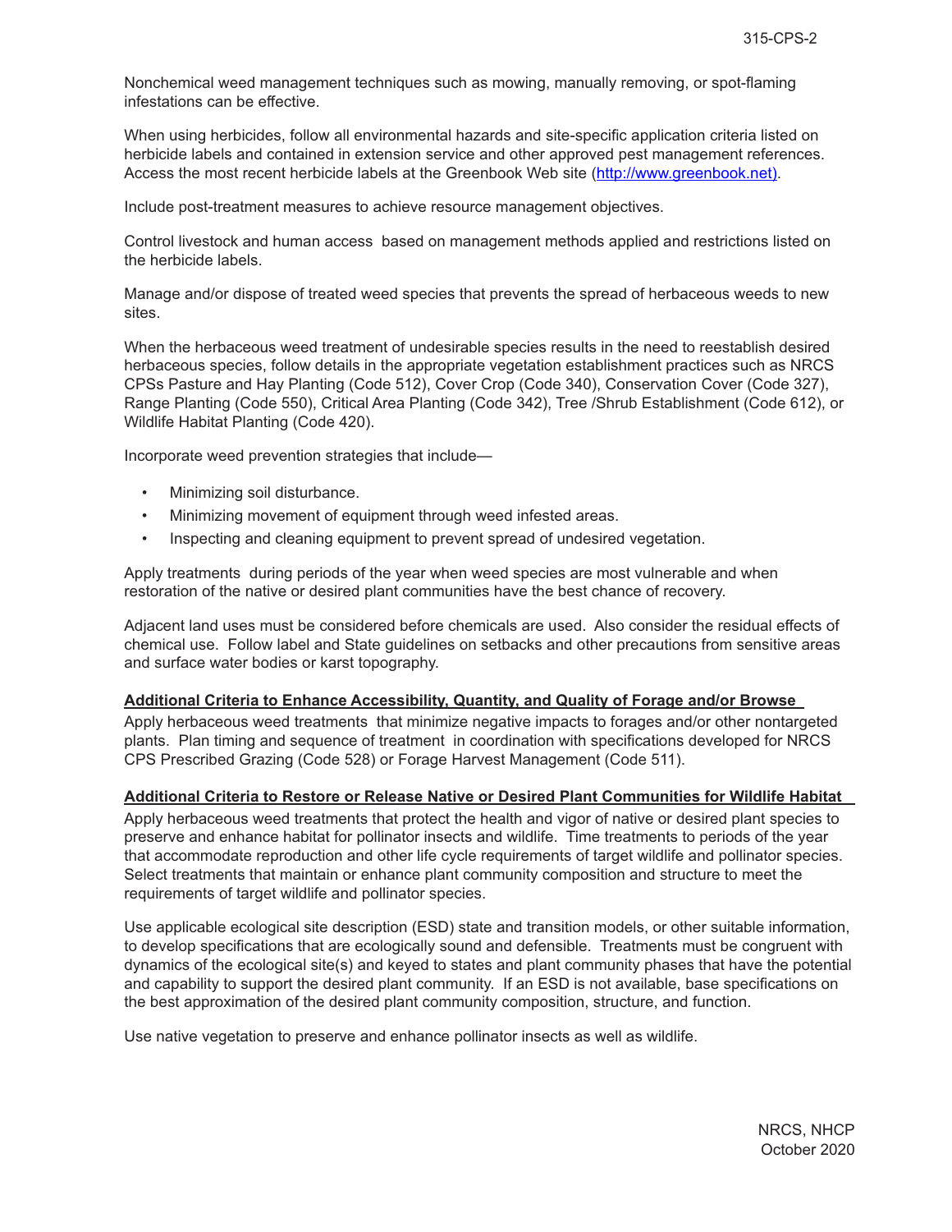Nonchemical weed management techniques such as mowing, manually removing, or spot-flaming infestations can be effective.

When using herbicides, follow all environmental hazards and site-specific application criteria listed on herbicide labels and contained in extension service and other approved pest management references. Access the most recent herbicide labels at the Greenbook Web site (http://www.greenbook.net).

Include post-treatment measures to achieve resource management objectives.

Control livestock and human access based on management methods applied and restrictions listed on the herbicide labels.

Manage and/or dispose of treated weed species that prevents the spread of herbaceous weeds to new sites.

When the herbaceous weed treatment of undesirable species results in the need to reestablish desired herbaceous species, follow details in the appropriate vegetation establishment practices such as NRCS CPSs Pasture and Hay Planting (Code 512), Cover Crop (Code 340), Conservation Cover (Code 327), Range Planting (Code 550), Critical Area Planting (Code 342), Tree /Shrub Establishment (Code 612), or Wildlife Habitat Planting (Code 420).

Incorporate weed prevention strategies that include—

- Minimizing soil disturbance.
- Minimizing movement of equipment through weed infested areas.
- Inspecting and cleaning equipment to prevent spread of undesired vegetation.

Apply treatments during periods of the year when weed species are most vulnerable and when restoration of the native or desired plant communities have the best chance of recovery.

Adjacent land uses must be considered before chemicals are used. Also consider the residual effects of chemical use. Follow label and State guidelines on setbacks and other precautions from sensitive areas and surface water bodies or karst topography.

### Additional Criteria to Enhance Accessibility, Quantity, and Quality of Forage and/or Browse

Apply herbaceous weed treatments that minimize negative impacts to forages and/or other nontargeted plants. Plan timing and sequence of treatment in coordination with specifications developed for NRCS CPS Prescribed Grazing (Code 528) or Forage Harvest Management (Code 511).

### Additional Criteria to Restore or Release Native or Desired Plant Communities for Wildlife Habitat

Apply herbaceous weed treatments that protect the health and vigor of native or desired plant species to preserve and enhance habitat for pollinator insects and wildlife. Time treatments to periods of the year that accommodate reproduction and other life cycle requirements of target wildlife and pollinator species. Select treatments that maintain or enhance plant community composition and structure to meet the requirements of target wildlife and pollinator species.

Use applicable ecological site description (ESD) state and transition models, or other suitable information, to develop specifications that are ecologically sound and defensible. Treatments must be congruent with dynamics of the ecological site(s) and keyed to states and plant community phases that have the potential and capability to support the desired plant community. If an ESD is not available, base specifications on the best approximation of the desired plant community composition, structure, and function.

Use native vegetation to preserve and enhance pollinator insects as well as wildlife.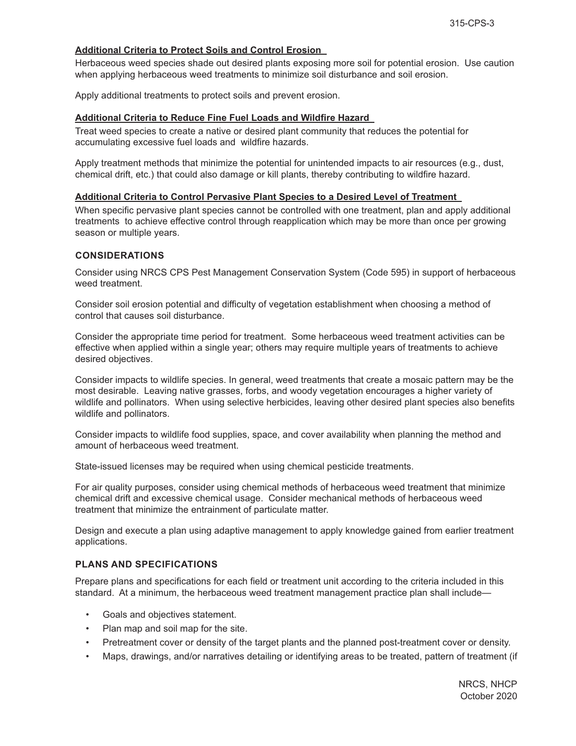### Additional Criteria to Protect Soils and Control Erosion

Herbaceous weed species shade out desired plants exposing more soil for potential erosion. Use caution when applying herbaceous weed treatments to minimize soil disturbance and soil erosion.

Apply additional treatments to protect soils and prevent erosion.

### Additional Criteria to Reduce Fine Fuel Loads and Wildfire Hazard

Treat weed species to create a native or desired plant community that reduces the potential for accumulating excessive fuel loads and wildfire hazards.

Apply treatment methods that minimize the potential for unintended impacts to air resources (e.g., dust, chemical drift, etc.) that could also damage or kill plants, thereby contributing to wildfire hazard.

### Additional Criteria to Control Pervasive Plant Species to a Desired Level of Treatment

When specific pervasive plant species cannot be controlled with one treatment, plan and apply additional treatments to achieve effective control through reapplication which may be more than once per growing season or multiple years.

## CONSIDERATIONS

Consider using NRCS CPS Pest Management Conservation System (Code 595) in support of herbaceous weed treatment.

Consider soil erosion potential and difficulty of vegetation establishment when choosing a method of control that causes soil disturbance.

Consider the appropriate time period for treatment. Some herbaceous weed treatment activities can be effective when applied within a single year; others may require multiple years of treatments to achieve desired objectives.

Consider impacts to wildlife species. In general, weed treatments that create a mosaic pattern may be the most desirable. Leaving native grasses, forbs, and woody vegetation encourages a higher variety of wildlife and pollinators. When using selective herbicides, leaving other desired plant species also benefits wildlife and pollinators.

Consider impacts to wildlife food supplies, space, and cover availability when planning the method and amount of herbaceous weed treatment.

State-issued licenses may be required when using chemical pesticide treatments.

For air quality purposes, consider using chemical methods of herbaceous weed treatment that minimize chemical drift and excessive chemical usage. Consider mechanical methods of herbaceous weed treatment that minimize the entrainment of particulate matter.

Design and execute a plan using adaptive management to apply knowledge gained from earlier treatment applications.

## PLANS AND SPECIFICATIONS

Prepare plans and specifications for each field or treatment unit according to the criteria included in this standard. At a minimum, the herbaceous weed treatment management practice plan shall include—

- Goals and objectives statement.
- Plan map and soil map for the site.
- Pretreatment cover or density of the target plants and the planned post-treatment cover or density.
- Maps, drawings, and/or narratives detailing or identifying areas to be treated, pattern of treatment (if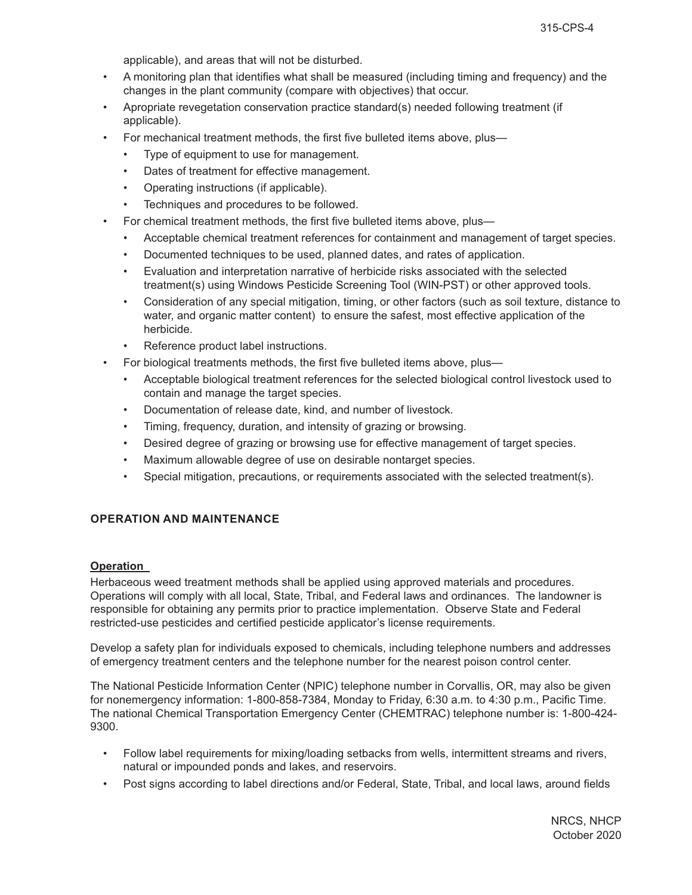applicable), and areas that will not be disturbed.

- A monitoring plan that identifies what shall be measured (including timing and frequency) and the changes in the plant community (compare with objectives) that occur.
- Apropriate revegetation conservation practice standard(s) needed following treatment (if applicable).
- For mechanical treatment methods, the first five bulleted items above, plus—
  - Type of equipment to use for management.
  - Dates of treatment for effective management.
  - Operating instructions (if applicable).
  - Techniques and procedures to be followed.
- For chemical treatment methods, the first five bulleted items above, plus—
  - Acceptable chemical treatment references for containment and management of target species.
  - Documented techniques to be used, planned dates, and rates of application.
  - Evaluation and interpretation narrative of herbicide risks associated with the selected treatment(s) using Windows Pesticide Screening Tool (WIN-PST) or other approved tools.
  - Consideration of any special mitigation, timing, or other factors (such as soil texture, distance to water, and organic matter content) to ensure the safest, most effective application of the herbicide.
  - Reference product label instructions.
- For biological treatments methods, the first five bulleted items above, plus—
  - Acceptable biological treatment references for the selected biological control livestock used to contain and manage the target species.
  - Documentation of release date, kind, and number of livestock.
  - Timing, frequency, duration, and intensity of grazing or browsing.
  - Desired degree of grazing or browsing use for effective management of target species.
  - Maximum allowable degree of use on desirable nontarget species.
  - Special mitigation, precautions, or requirements associated with the selected treatment(s).

## OPERATION AND MAINTENANCE

### Operation

Herbaceous weed treatment methods shall be applied using approved materials and procedures. Operations will comply with all local, State, Tribal, and Federal laws and ordinances. The landowner is responsible for obtaining any permits prior to practice implementation. Observe State and Federal restricted-use pesticides and certified pesticide applicator's license requirements.

Develop a safety plan for individuals exposed to chemicals, including telephone numbers and addresses of emergency treatment centers and the telephone number for the nearest poison control center.

The National Pesticide Information Center (NPIC) telephone number in Corvallis, OR, may also be given for nonemergency information: 1-800-858-7384, Monday to Friday, 6:30 a.m. to 4:30 p.m., Pacific Time. The national Chemical Transportation Emergency Center (CHEMTRAC) telephone number is: 1-800-424-9300.

- Follow label requirements for mixing/loading setbacks from wells, intermittent streams and rivers, natural or impounded ponds and lakes, and reservoirs.
- Post signs according to label directions and/or Federal, State, Tribal, and local laws, around fields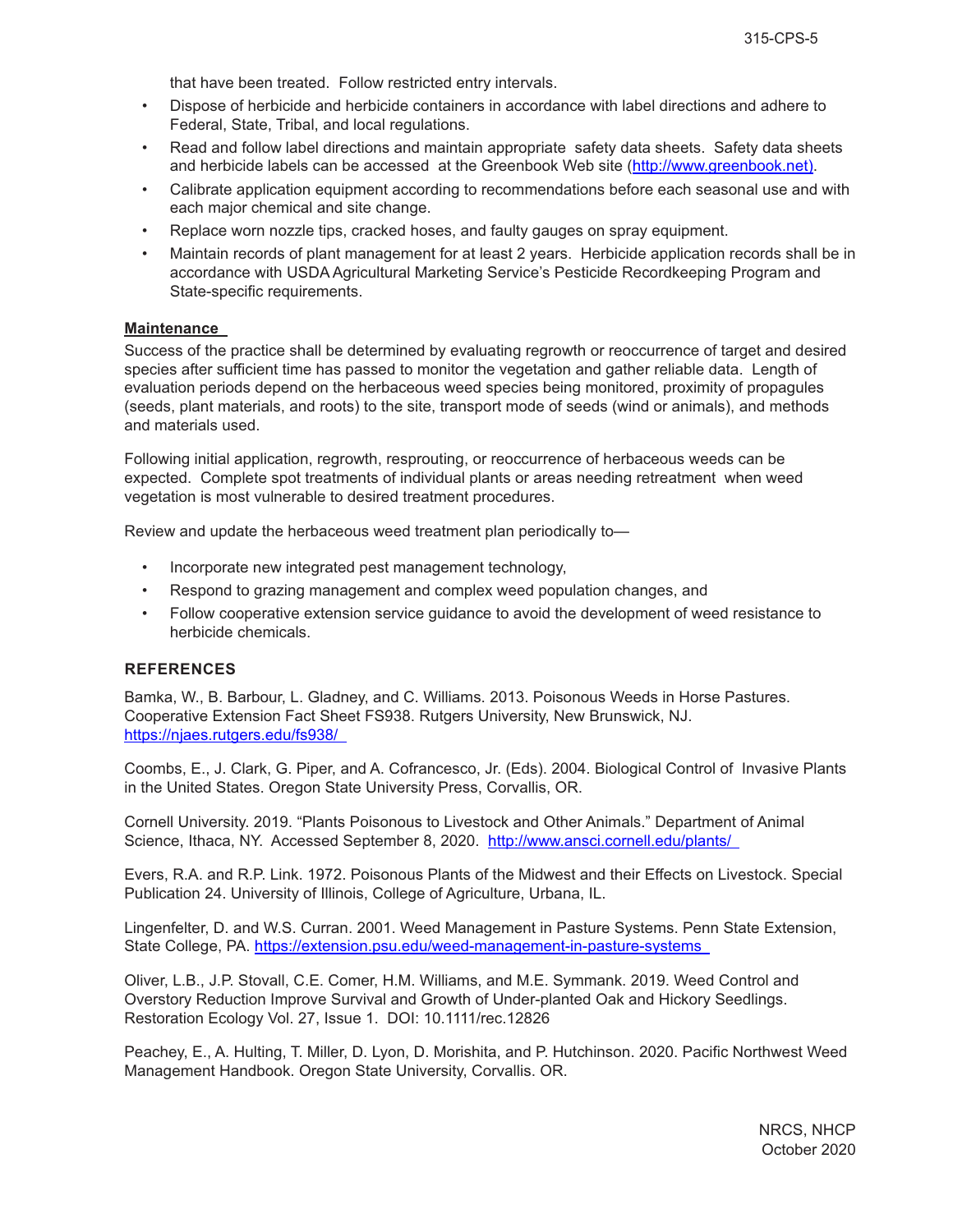that have been treated. Follow restricted entry intervals.

- Dispose of herbicide and herbicide containers in accordance with label directions and adhere to Federal, State, Tribal, and local regulations.
- Read and follow label directions and maintain appropriate safety data sheets. Safety data sheets and herbicide labels can be accessed at the Greenbook Web site (http://www.greenbook.net).
- Calibrate application equipment according to recommendations before each seasonal use and with each major chemical and site change.
- Replace worn nozzle tips, cracked hoses, and faulty gauges on spray equipment.
- Maintain records of plant management for at least 2 years. Herbicide application records shall be in accordance with USDA Agricultural Marketing Service's Pesticide Recordkeeping Program and State-specific requirements.

**Maintenance**

Success of the practice shall be determined by evaluating regrowth or reoccurrence of target and desired species after sufficient time has passed to monitor the vegetation and gather reliable data. Length of evaluation periods depend on the herbaceous weed species being monitored, proximity of propagules (seeds, plant materials, and roots) to the site, transport mode of seeds (wind or animals), and methods and materials used.

Following initial application, regrowth, resprouting, or reoccurrence of herbaceous weeds can be expected. Complete spot treatments of individual plants or areas needing retreatment when weed vegetation is most vulnerable to desired treatment procedures.

Review and update the herbaceous weed treatment plan periodically to—

- Incorporate new integrated pest management technology,
- Respond to grazing management and complex weed population changes, and
- Follow cooperative extension service guidance to avoid the development of weed resistance to herbicide chemicals.

## REFERENCES

Bamka, W., B. Barbour, L. Gladney, and C. Williams. 2013. Poisonous Weeds in Horse Pastures. Cooperative Extension Fact Sheet FS938. Rutgers University, New Brunswick, NJ. https://njaes.rutgers.edu/fs938/

Coombs, E., J. Clark, G. Piper, and A. Cofrancesco, Jr. (Eds). 2004. Biological Control of Invasive Plants in the United States. Oregon State University Press, Corvallis, OR.

Cornell University. 2019. "Plants Poisonous to Livestock and Other Animals." Department of Animal Science, Ithaca, NY. Accessed September 8, 2020. http://www.ansci.cornell.edu/plants/

Evers, R.A. and R.P. Link. 1972. Poisonous Plants of the Midwest and their Effects on Livestock. Special Publication 24. University of Illinois, College of Agriculture, Urbana, IL.

Lingenfelter, D. and W.S. Curran. 2001. Weed Management in Pasture Systems. Penn State Extension, State College, PA. https://extension.psu.edu/weed-management-in-pasture-systems

Oliver, L.B., J.P. Stovall, C.E. Comer, H.M. Williams, and M.E. Symmank. 2019. Weed Control and Overstory Reduction Improve Survival and Growth of Under-planted Oak and Hickory Seedlings. Restoration Ecology Vol. 27, Issue 1. DOI: 10.1111/rec.12826

Peachey, E., A. Hulting, T. Miller, D. Lyon, D. Morishita, and P. Hutchinson. 2020. Pacific Northwest Weed Management Handbook. Oregon State University, Corvallis. OR.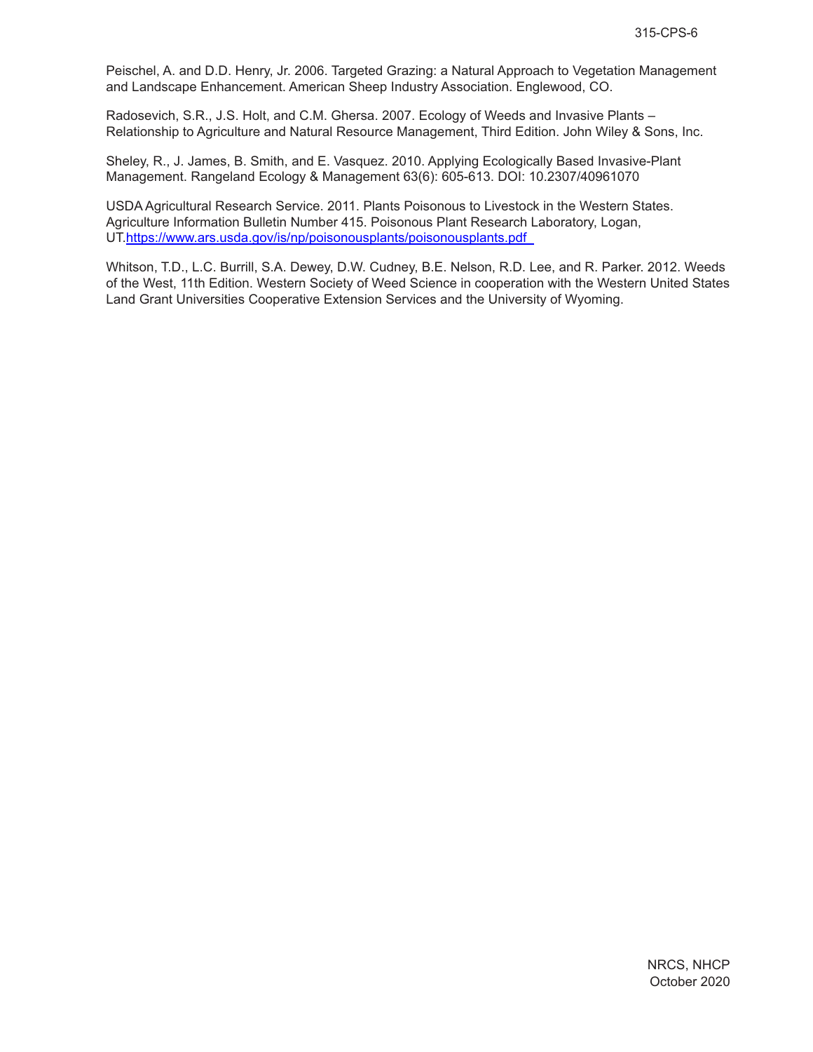Peischel, A. and D.D. Henry, Jr. 2006. Targeted Grazing: a Natural Approach to Vegetation Management and Landscape Enhancement. American Sheep Industry Association. Englewood, CO.

Radosevich, S.R., J.S. Holt, and C.M. Ghersa. 2007. Ecology of Weeds and Invasive Plants – Relationship to Agriculture and Natural Resource Management, Third Edition. John Wiley & Sons, Inc.

Sheley, R., J. James, B. Smith, and E. Vasquez. 2010. Applying Ecologically Based Invasive-Plant Management. Rangeland Ecology & Management 63(6): 605-613. DOI: 10.2307/40961070

USDA Agricultural Research Service. 2011. Plants Poisonous to Livestock in the Western States. Agriculture Information Bulletin Number 415. Poisonous Plant Research Laboratory, Logan, UT.https://www.ars.usda.gov/is/np/poisonousplants/poisonousplants.pdf

Whitson, T.D., L.C. Burrill, S.A. Dewey, D.W. Cudney, B.E. Nelson, R.D. Lee, and R. Parker. 2012. Weeds of the West, 11th Edition. Western Society of Weed Science in cooperation with the Western United States Land Grant Universities Cooperative Extension Services and the University of Wyoming.